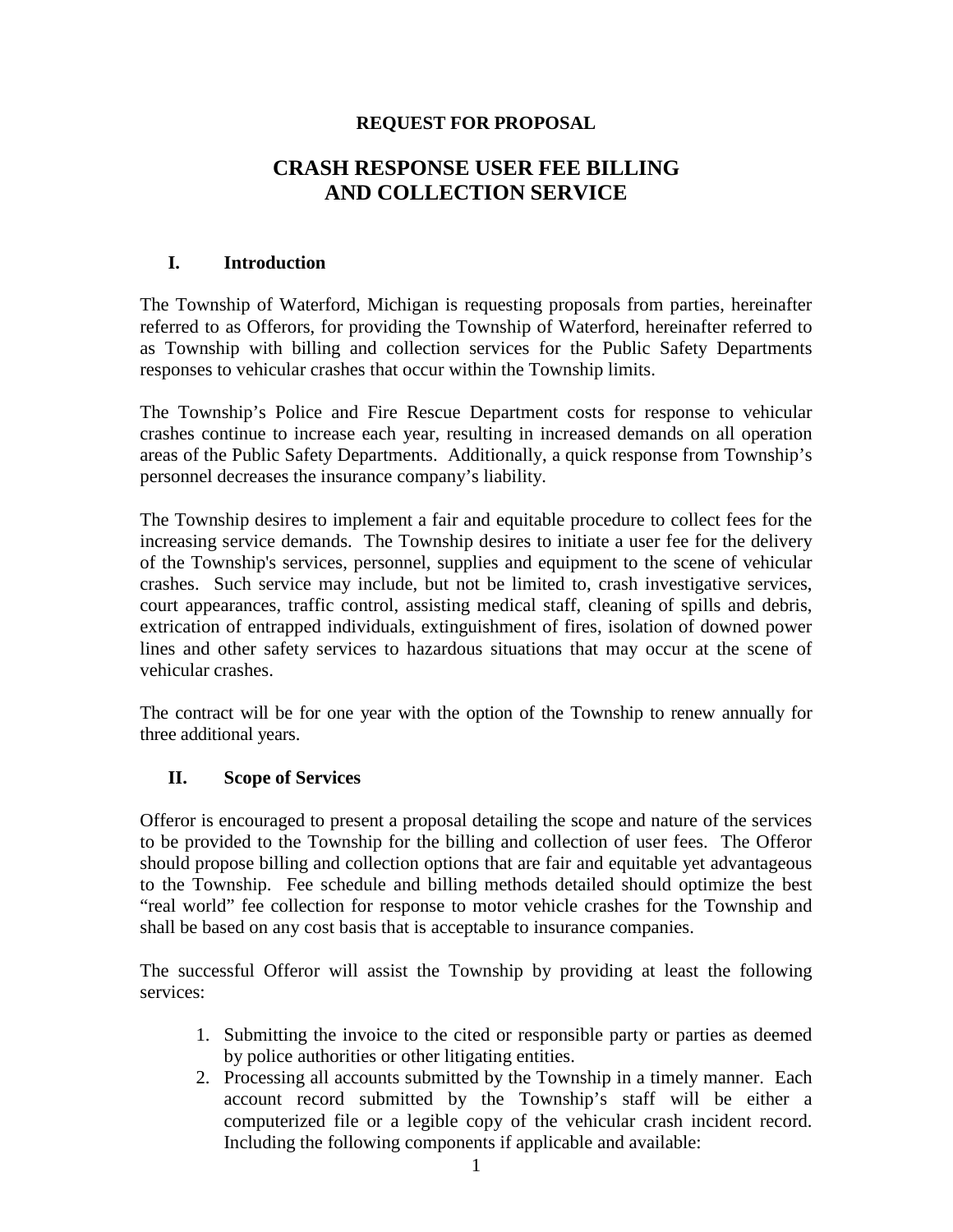**REQUEST FOR PROPOSAL**

# CRASH RESPONSE USER FEE BILLING AND COLLECTION SERVICE

## I. Introduction

The Township of Waterford, Michigan is requesting proposals from parties, hereinafter referred to as Offerors, for providing the Township of Waterford, hereinafter referred to as Township with billing and collection services for the Public Safety Departments responses to vehicular crashes that occur within the Township limits.

The Township's Police and Fire Rescue Department costs for response to vehicular crashes continue to increase each year, resulting in increased demands on all operation areas of the Public Safety Departments. Additionally, a quick response from Township's personnel decreases the insurance company's liability.

The Township desires to implement a fair and equitable procedure to collect fees for the increasing service demands. The Township desires to initiate a user fee for the delivery of the Township's services, personnel, supplies and equipment to the scene of vehicular crashes. Such service may include, but not be limited to, crash investigative services, court appearances, traffic control, assisting medical staff, cleaning of spills and debris, extrication of entrapped individuals, extinguishment of fires, isolation of downed power lines and other safety services to hazardous situations that may occur at the scene of vehicular crashes.

The contract will be for one year with the option of the Township to renew annually for three additional years.

## II. Scope of Services

Offeror is encouraged to present a proposal detailing the scope and nature of the services to be provided to the Township for the billing and collection of user fees. The Offeror should propose billing and collection options that are fair and equitable yet advantageous to the Township. Fee schedule and billing methods detailed should optimize the best "real world" fee collection for response to motor vehicle crashes for the Township and shall be based on any cost basis that is acceptable to insurance companies.

The successful Offeror will assist the Township by providing at least the following services:

1. Submitting the invoice to the cited or responsible party or parties as deemed by police authorities or other litigating entities.
2. Processing all accounts submitted by the Township in a timely manner. Each account record submitted by the Township's staff will be either a computerized file or a legible copy of the vehicular crash incident record. Including the following components if applicable and available: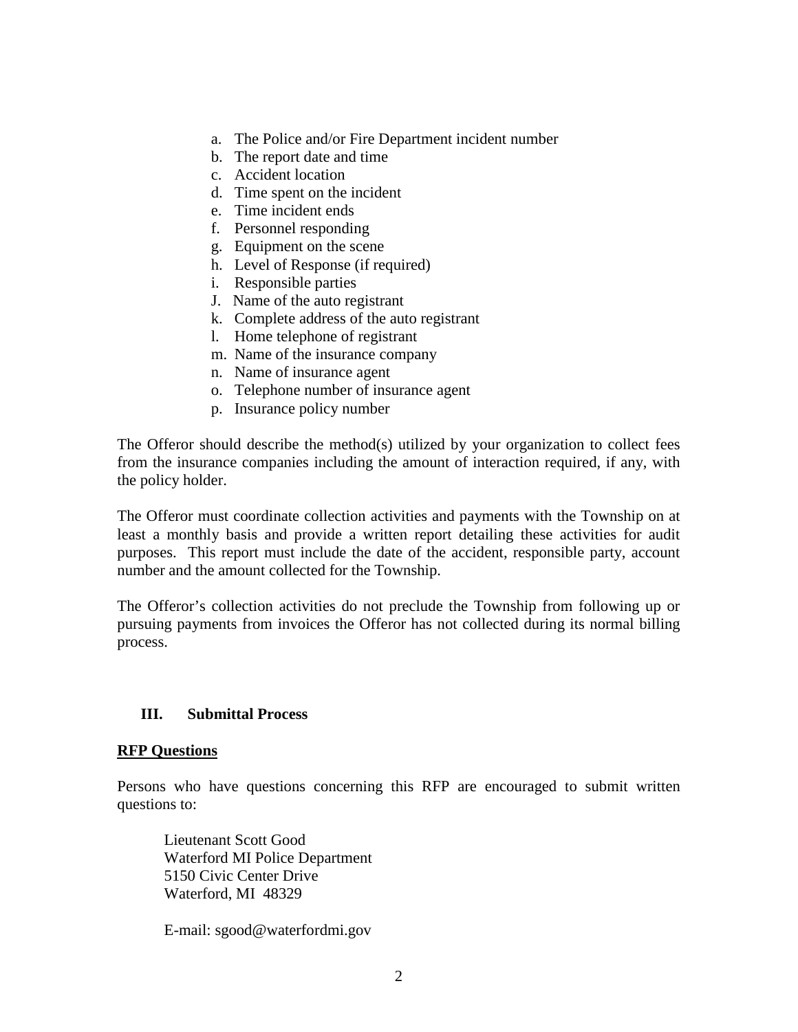a. The Police and/or Fire Department incident number
b. The report date and time
c. Accident location
d. Time spent on the incident
e. Time incident ends
f. Personnel responding
g. Equipment on the scene
h. Level of Response (if required)
i. Responsible parties
J. Name of the auto registrant
k. Complete address of the auto registrant
l. Home telephone of registrant
m. Name of the insurance company
n. Name of insurance agent
o. Telephone number of insurance agent
p. Insurance policy number

The Offeror should describe the method(s) utilized by your organization to collect fees from the insurance companies including the amount of interaction required, if any, with the policy holder.

The Offeror must coordinate collection activities and payments with the Township on at least a monthly basis and provide a written report detailing these activities for audit purposes. This report must include the date of the accident, responsible party, account number and the amount collected for the Township.

The Offeror's collection activities do not preclude the Township from following up or pursuing payments from invoices the Offeror has not collected during its normal billing process.

## III. Submittal Process

**RFP Questions**

Persons who have questions concerning this RFP are encouraged to submit written questions to:

Lieutenant Scott Good
Waterford MI Police Department
5150 Civic Center Drive
Waterford, MI 48329

E-mail: sgood@waterfordmi.gov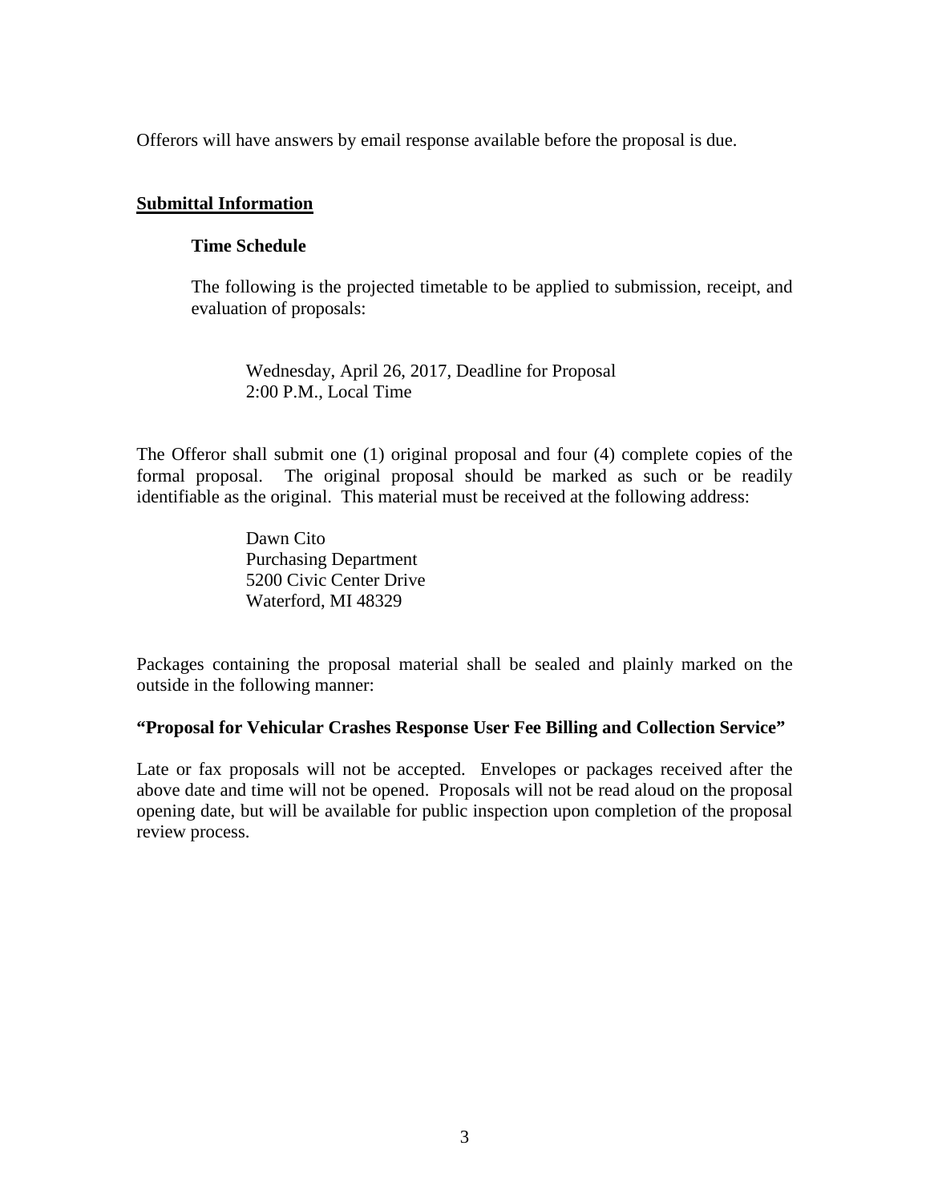Offerors will have answers by email response available before the proposal is due.

## <u>Submittal Information</u>

### Time Schedule

The following is the projected timetable to be applied to submission, receipt, and evaluation of proposals:

Wednesday, April 26, 2017, Deadline for Proposal
2:00 P.M., Local Time

The Offeror shall submit one (1) original proposal and four (4) complete copies of the formal proposal. The original proposal should be marked as such or be readily identifiable as the original. This material must be received at the following address:

Dawn Cito
Purchasing Department
5200 Civic Center Drive
Waterford, MI 48329

Packages containing the proposal material shall be sealed and plainly marked on the outside in the following manner:

**"Proposal for Vehicular Crashes Response User Fee Billing and Collection Service"**

Late or fax proposals will not be accepted. Envelopes or packages received after the above date and time will not be opened. Proposals will not be read aloud on the proposal opening date, but will be available for public inspection upon completion of the proposal review process.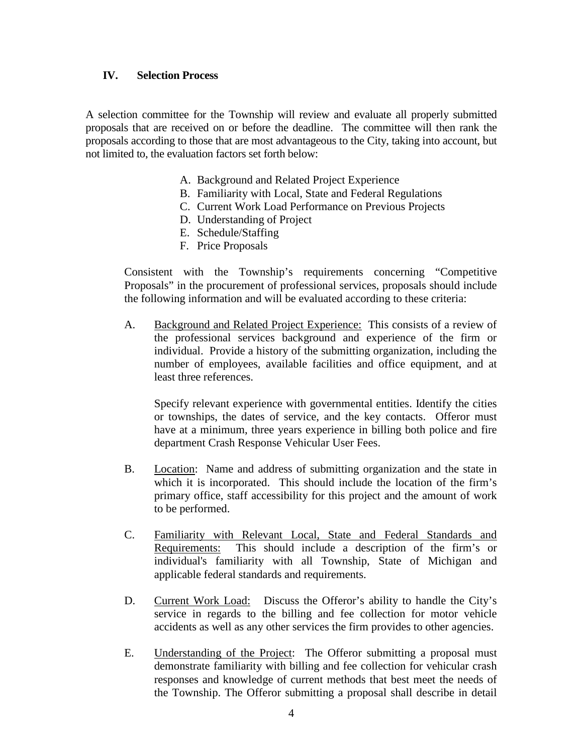## IV. Selection Process

A selection committee for the Township will review and evaluate all properly submitted proposals that are received on or before the deadline. The committee will then rank the proposals according to those that are most advantageous to the City, taking into account, but not limited to, the evaluation factors set forth below:

A. Background and Related Project Experience
B. Familiarity with Local, State and Federal Regulations
C. Current Work Load Performance on Previous Projects
D. Understanding of Project
E. Schedule/Staffing
F. Price Proposals

Consistent with the Township's requirements concerning "Competitive Proposals" in the procurement of professional services, proposals should include the following information and will be evaluated according to these criteria:

A. <u>Background and Related Project Experience:</u> This consists of a review of the professional services background and experience of the firm or individual. Provide a history of the submitting organization, including the number of employees, available facilities and office equipment, and at least three references.

   Specify relevant experience with governmental entities. Identify the cities or townships, the dates of service, and the key contacts. Offeror must have at a minimum, three years experience in billing both police and fire department Crash Response Vehicular User Fees.

B. <u>Location</u>: Name and address of submitting organization and the state in which it is incorporated. This should include the location of the firm's primary office, staff accessibility for this project and the amount of work to be performed.

C. <u>Familiarity with Relevant Local, State and Federal Standards and Requirements:</u> This should include a description of the firm's or individual's familiarity with all Township, State of Michigan and applicable federal standards and requirements.

D. <u>Current Work Load:</u> Discuss the Offeror's ability to handle the City's service in regards to the billing and fee collection for motor vehicle accidents as well as any other services the firm provides to other agencies.

E. <u>Understanding of the Project</u>: The Offeror submitting a proposal must demonstrate familiarity with billing and fee collection for vehicular crash responses and knowledge of current methods that best meet the needs of the Township. The Offeror submitting a proposal shall describe in detail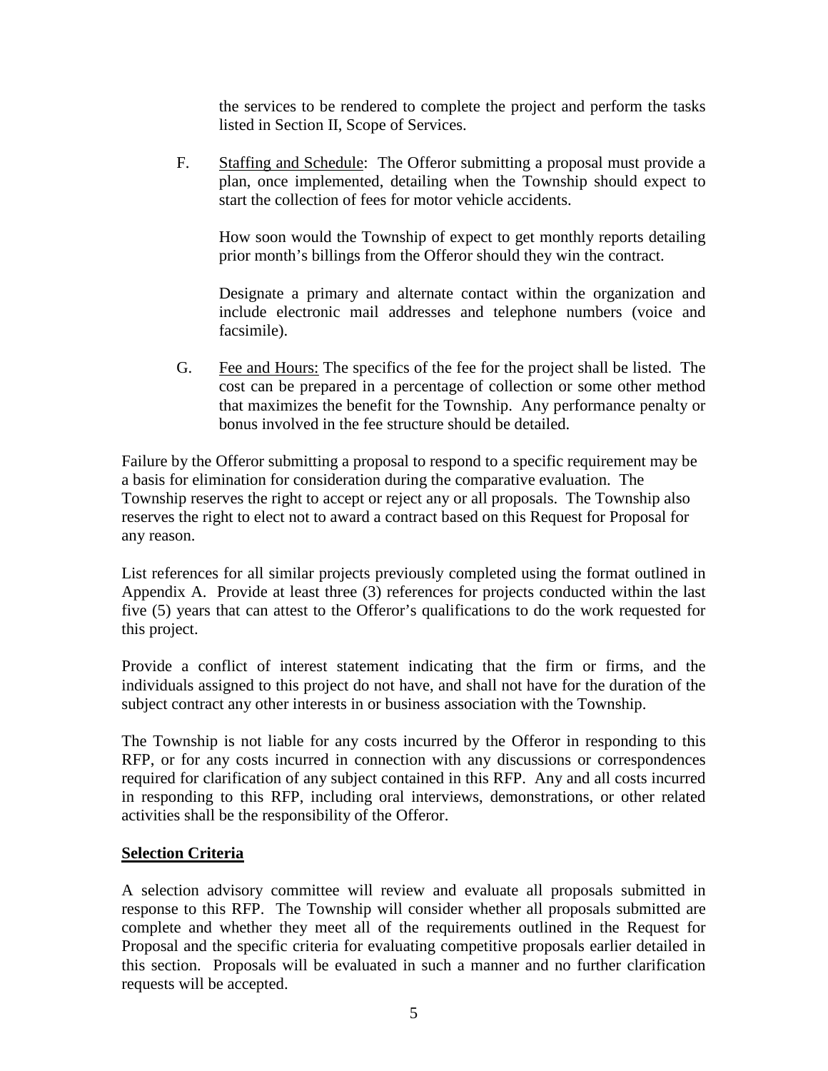the services to be rendered to complete the project and perform the tasks listed in Section II, Scope of Services.

F. Staffing and Schedule: The Offeror submitting a proposal must provide a plan, once implemented, detailing when the Township should expect to start the collection of fees for motor vehicle accidents.

How soon would the Township of expect to get monthly reports detailing prior month's billings from the Offeror should they win the contract.

Designate a primary and alternate contact within the organization and include electronic mail addresses and telephone numbers (voice and facsimile).

G. Fee and Hours: The specifics of the fee for the project shall be listed. The cost can be prepared in a percentage of collection or some other method that maximizes the benefit for the Township. Any performance penalty or bonus involved in the fee structure should be detailed.

Failure by the Offeror submitting a proposal to respond to a specific requirement may be a basis for elimination for consideration during the comparative evaluation. The Township reserves the right to accept or reject any or all proposals. The Township also reserves the right to elect not to award a contract based on this Request for Proposal for any reason.

List references for all similar projects previously completed using the format outlined in Appendix A. Provide at least three (3) references for projects conducted within the last five (5) years that can attest to the Offeror's qualifications to do the work requested for this project.

Provide a conflict of interest statement indicating that the firm or firms, and the individuals assigned to this project do not have, and shall not have for the duration of the subject contract any other interests in or business association with the Township.

The Township is not liable for any costs incurred by the Offeror in responding to this RFP, or for any costs incurred in connection with any discussions or correspondences required for clarification of any subject contained in this RFP. Any and all costs incurred in responding to this RFP, including oral interviews, demonstrations, or other related activities shall be the responsibility of the Offeror.

**Selection Criteria**

A selection advisory committee will review and evaluate all proposals submitted in response to this RFP. The Township will consider whether all proposals submitted are complete and whether they meet all of the requirements outlined in the Request for Proposal and the specific criteria for evaluating competitive proposals earlier detailed in this section. Proposals will be evaluated in such a manner and no further clarification requests will be accepted.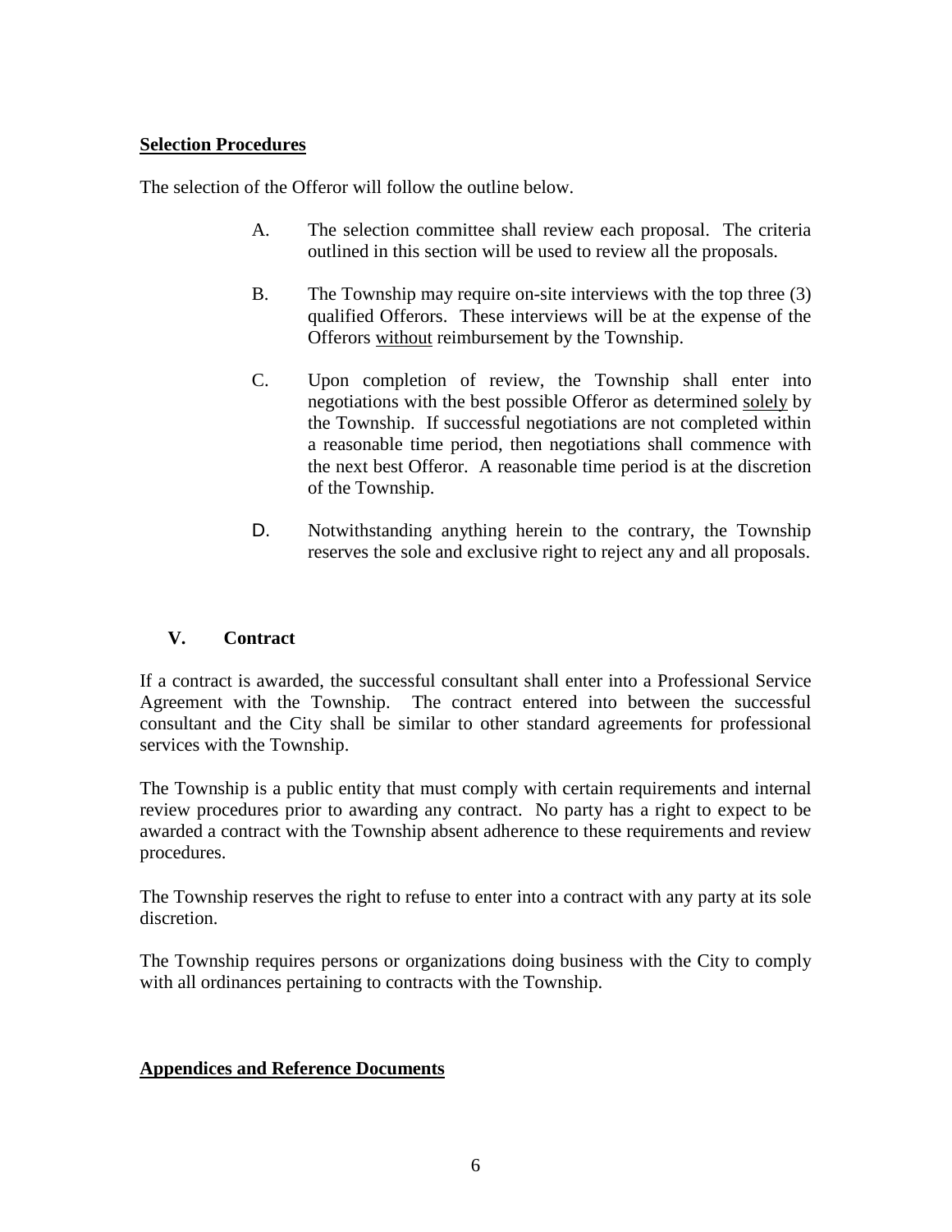**Selection Procedures**

The selection of the Offeror will follow the outline below.

A. The selection committee shall review each proposal. The criteria outlined in this section will be used to review all the proposals.

B. The Township may require on-site interviews with the top three (3) qualified Offerors. These interviews will be at the expense of the Offerors <u>without</u> reimbursement by the Township.

C. Upon completion of review, the Township shall enter into negotiations with the best possible Offeror as determined <u>solely</u> by the Township. If successful negotiations are not completed within a reasonable time period, then negotiations shall commence with the next best Offeror. A reasonable time period is at the discretion of the Township.

D. Notwithstanding anything herein to the contrary, the Township reserves the sole and exclusive right to reject any and all proposals.

## V. Contract

If a contract is awarded, the successful consultant shall enter into a Professional Service Agreement with the Township. The contract entered into between the successful consultant and the City shall be similar to other standard agreements for professional services with the Township.

The Township is a public entity that must comply with certain requirements and internal review procedures prior to awarding any contract. No party has a right to expect to be awarded a contract with the Township absent adherence to these requirements and review procedures.

The Township reserves the right to refuse to enter into a contract with any party at its sole discretion.

The Township requires persons or organizations doing business with the City to comply with all ordinances pertaining to contracts with the Township.

**Appendices and Reference Documents**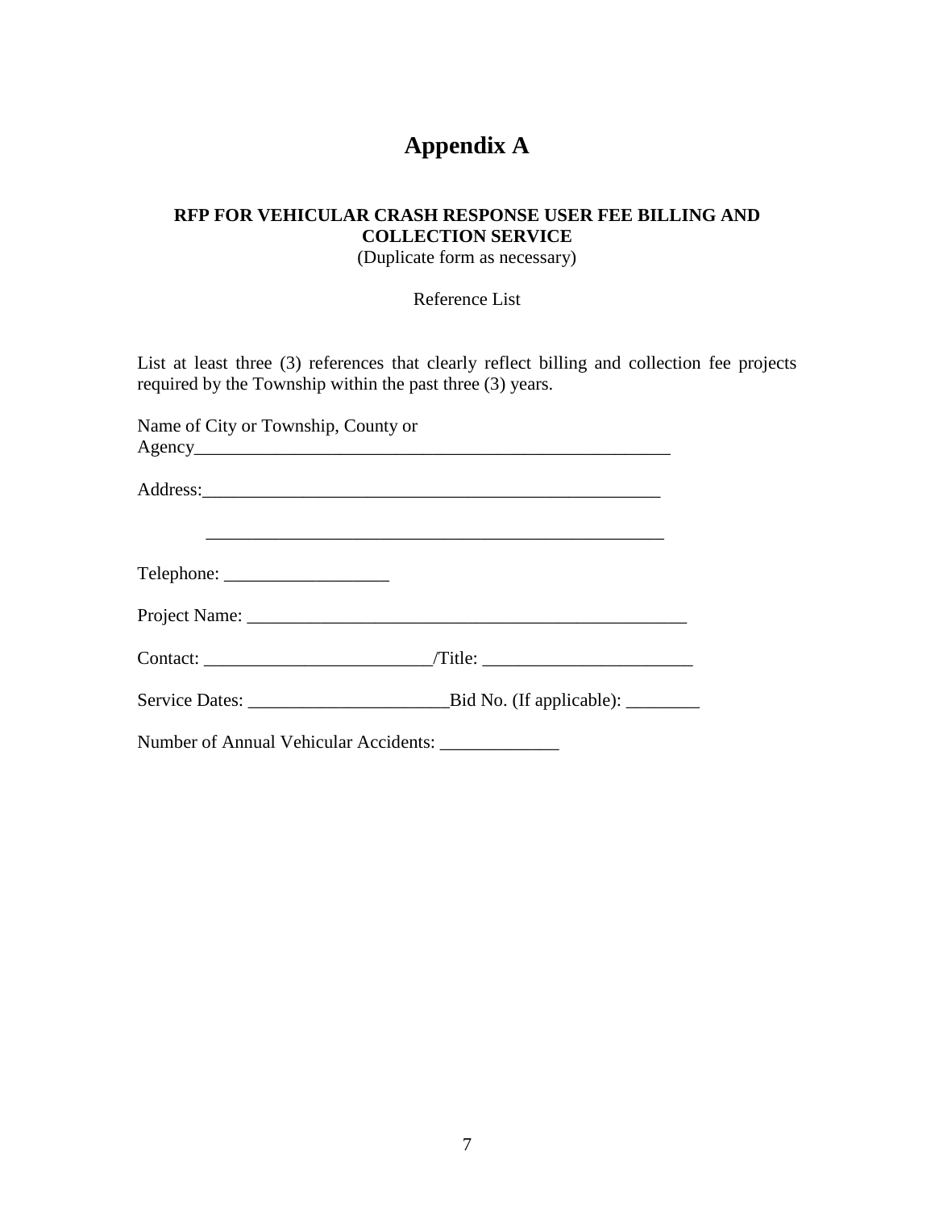# Appendix A

**RFP FOR VEHICULAR CRASH RESPONSE USER FEE BILLING AND COLLECTION SERVICE**

(Duplicate form as necessary)

Reference List

List at least three (3) references that clearly reflect billing and collection fee projects required by the Township within the past three (3) years.

Name of City or Township, County or Agency______________________________________________________

Address:____________________________________________________

____________________________________________________

Telephone: __________________

Project Name: __________________________________________________

Contact: _________________________/Title: _______________________

Service Dates: ______________________Bid No. (If applicable): ________

Number of Annual Vehicular Accidents: _____________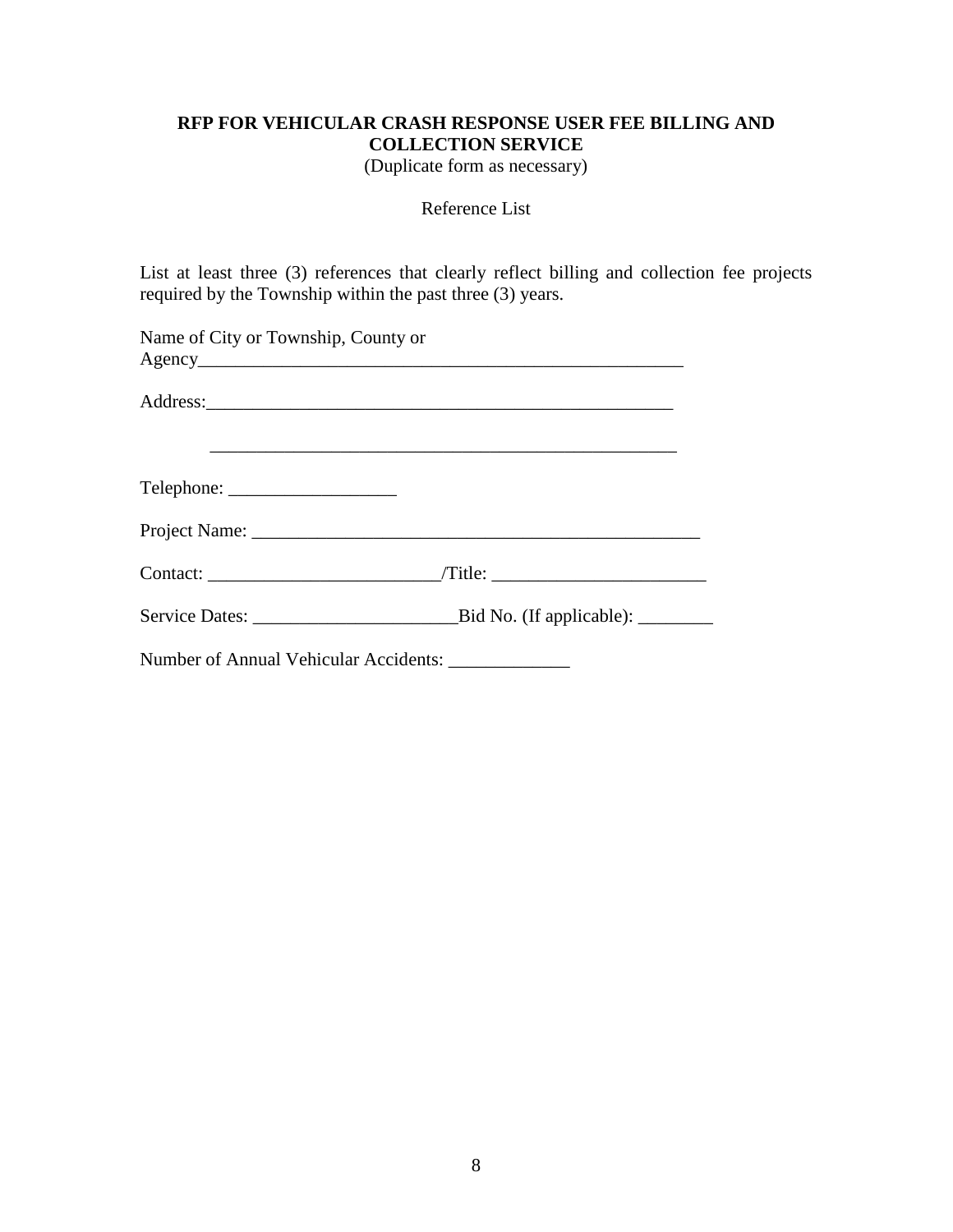**RFP FOR VEHICULAR CRASH RESPONSE USER FEE BILLING AND COLLECTION SERVICE**

(Duplicate form as necessary)

Reference List

List at least three (3) references that clearly reflect billing and collection fee projects required by the Township within the past three (3) years.

Name of City or Township, County or Agency_______________________________________________________

Address:____________________________________________________

____________________________________________________

Telephone: __________________

Project Name: _________________________________________________

Contact: _________________________/Title: _______________________

Service Dates: ______________________Bid No. (If applicable): ________

Number of Annual Vehicular Accidents: _____________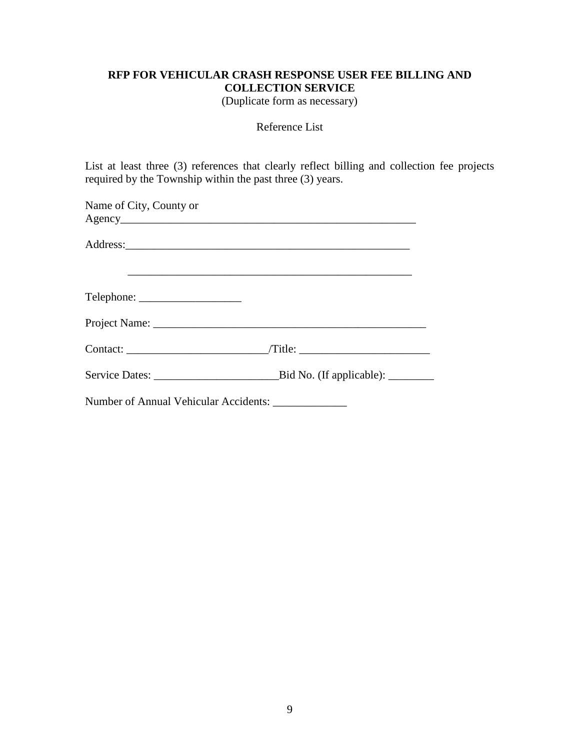**RFP FOR VEHICULAR CRASH RESPONSE USER FEE BILLING AND COLLECTION SERVICE**

(Duplicate form as necessary)

Reference List

List at least three (3) references that clearly reflect billing and collection fee projects required by the Township within the past three (3) years.

Name of City, County or Agency_______________________________________________________

Address:____________________________________________________

____________________________________________________

Telephone: __________________

Project Name: __________________________________________________

Contact: _________________________/Title: _______________________

Service Dates: ______________________Bid No. (If applicable): ________

Number of Annual Vehicular Accidents: _____________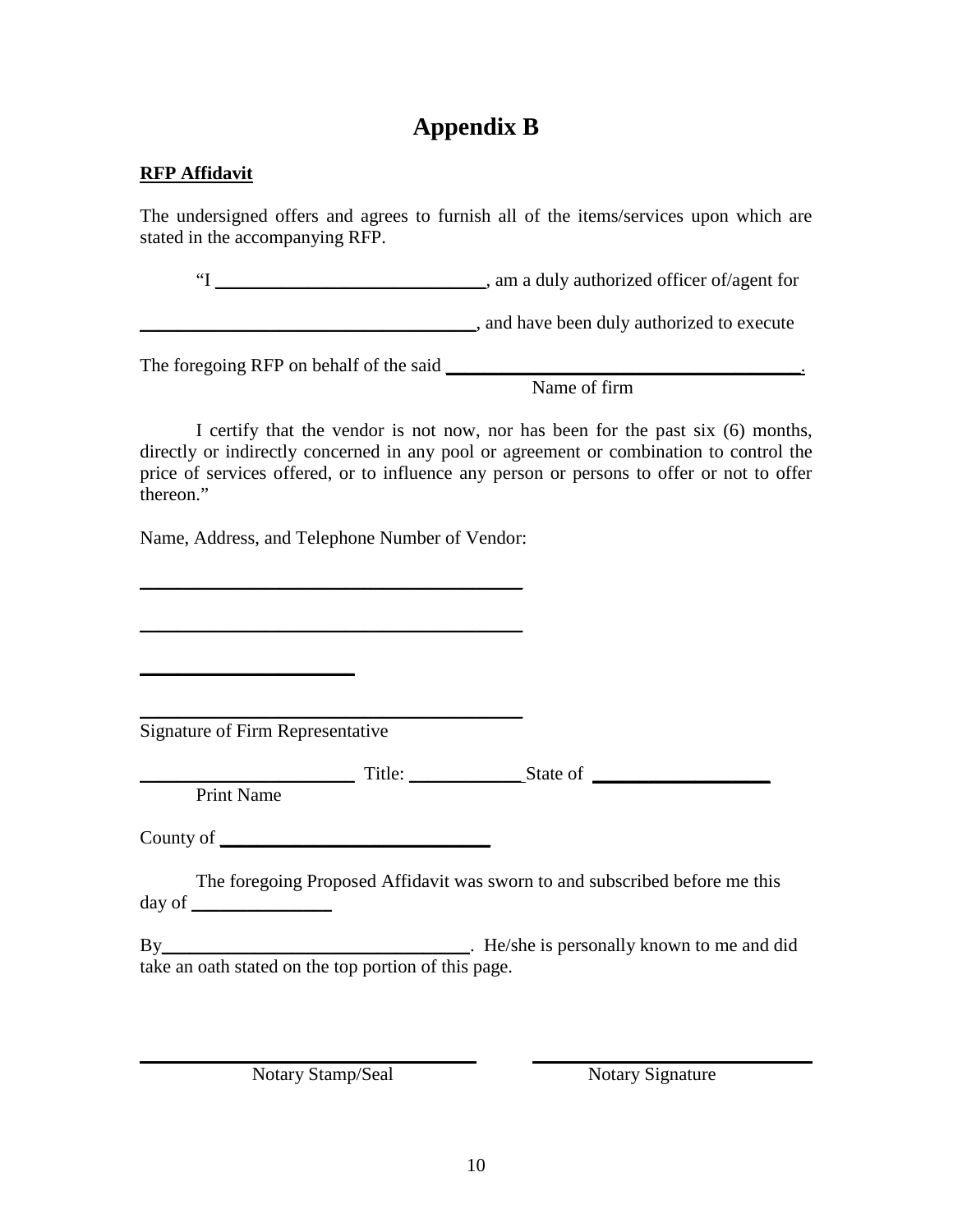# Appendix B

**RFP Affidavit**

The undersigned offers and agrees to furnish all of the items/services upon which are stated in the accompanying RFP.

"I ______________________________, am a duly authorized officer of/agent for

___________________________________, and have been duly authorized to execute

The foregoing RFP on behalf of the said _____________________________________.
Name of firm

I certify that the vendor is not now, nor has been for the past six (6) months, directly or indirectly concerned in any pool or agreement or combination to control the price of services offered, or to influence any person or persons to offer or not to offer thereon."

Name, Address, and Telephone Number of Vendor:

________________________________________

________________________________________

______________________

________________________________________
Signature of Firm Representative

______________________ Title: ____________ State of ___________________
Print Name

County of ____________________________

The foregoing Proposed Affidavit was sworn to and subscribed before me this day of _______________

By_________________________________. He/she is personally known to me and did take an oath stated on the top portion of this page.

___________________________________ ______________________________
Notary Stamp/Seal Notary Signature